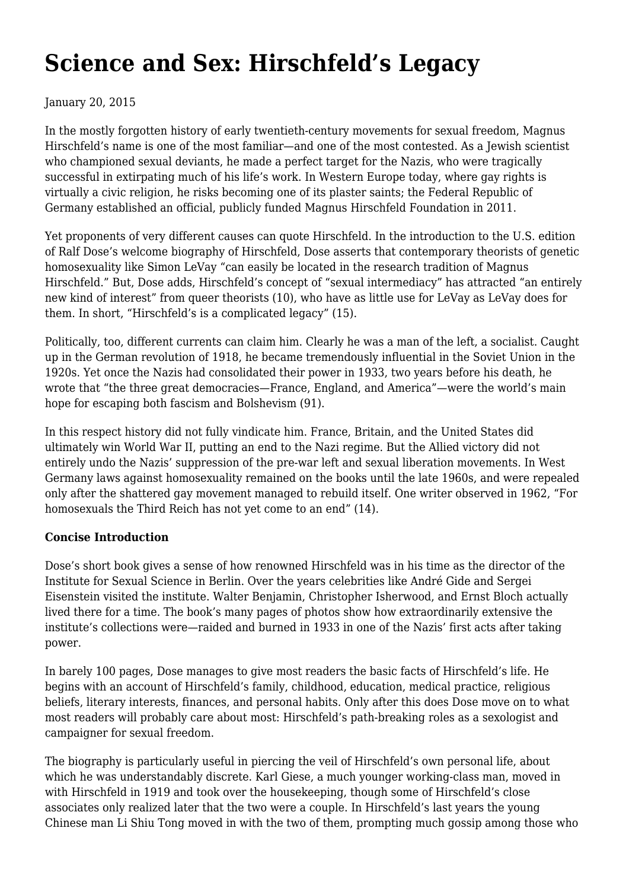# Science and Sex: Hirschfeld's Legacy

January 20, 2015

In the mostly forgotten history of early twentieth-century movements for sexual freedom, Magnus Hirschfeld's name is one of the most familiar—and one of the most contested. As a Jewish scientist who championed sexual deviants, he made a perfect target for the Nazis, who were tragically successful in extirpating much of his life's work. In Western Europe today, where gay rights is virtually a civic religion, he risks becoming one of its plaster saints; the Federal Republic of Germany established an official, publicly funded Magnus Hirschfeld Foundation in 2011.

Yet proponents of very different causes can quote Hirschfeld. In the introduction to the U.S. edition of Ralf Dose's welcome biography of Hirschfeld, Dose asserts that contemporary theorists of genetic homosexuality like Simon LeVay "can easily be located in the research tradition of Magnus Hirschfeld." But, Dose adds, Hirschfeld's concept of "sexual intermediacy" has attracted "an entirely new kind of interest" from queer theorists (10), who have as little use for LeVay as LeVay does for them. In short, "Hirschfeld's is a complicated legacy" (15).

Politically, too, different currents can claim him. Clearly he was a man of the left, a socialist. Caught up in the German revolution of 1918, he became tremendously influential in the Soviet Union in the 1920s. Yet once the Nazis had consolidated their power in 1933, two years before his death, he wrote that "the three great democracies—France, England, and America"—were the world's main hope for escaping both fascism and Bolshevism (91).

In this respect history did not fully vindicate him. France, Britain, and the United States did ultimately win World War II, putting an end to the Nazi regime. But the Allied victory did not entirely undo the Nazis' suppression of the pre-war left and sexual liberation movements. In West Germany laws against homosexuality remained on the books until the late 1960s, and were repealed only after the shattered gay movement managed to rebuild itself. One writer observed in 1962, "For homosexuals the Third Reich has not yet come to an end" (14).

**Concise Introduction**

Dose's short book gives a sense of how renowned Hirschfeld was in his time as the director of the Institute for Sexual Science in Berlin. Over the years celebrities like André Gide and Sergei Eisenstein visited the institute. Walter Benjamin, Christopher Isherwood, and Ernst Bloch actually lived there for a time. The book's many pages of photos show how extraordinarily extensive the institute's collections were—raided and burned in 1933 in one of the Nazis' first acts after taking power.

In barely 100 pages, Dose manages to give most readers the basic facts of Hirschfeld's life. He begins with an account of Hirschfeld's family, childhood, education, medical practice, religious beliefs, literary interests, finances, and personal habits. Only after this does Dose move on to what most readers will probably care about most: Hirschfeld's path-breaking roles as a sexologist and campaigner for sexual freedom.

The biography is particularly useful in piercing the veil of Hirschfeld's own personal life, about which he was understandably discrete. Karl Giese, a much younger working-class man, moved in with Hirschfeld in 1919 and took over the housekeeping, though some of Hirschfeld's close associates only realized later that the two were a couple. In Hirschfeld's last years the young Chinese man Li Shiu Tong moved in with the two of them, prompting much gossip among those who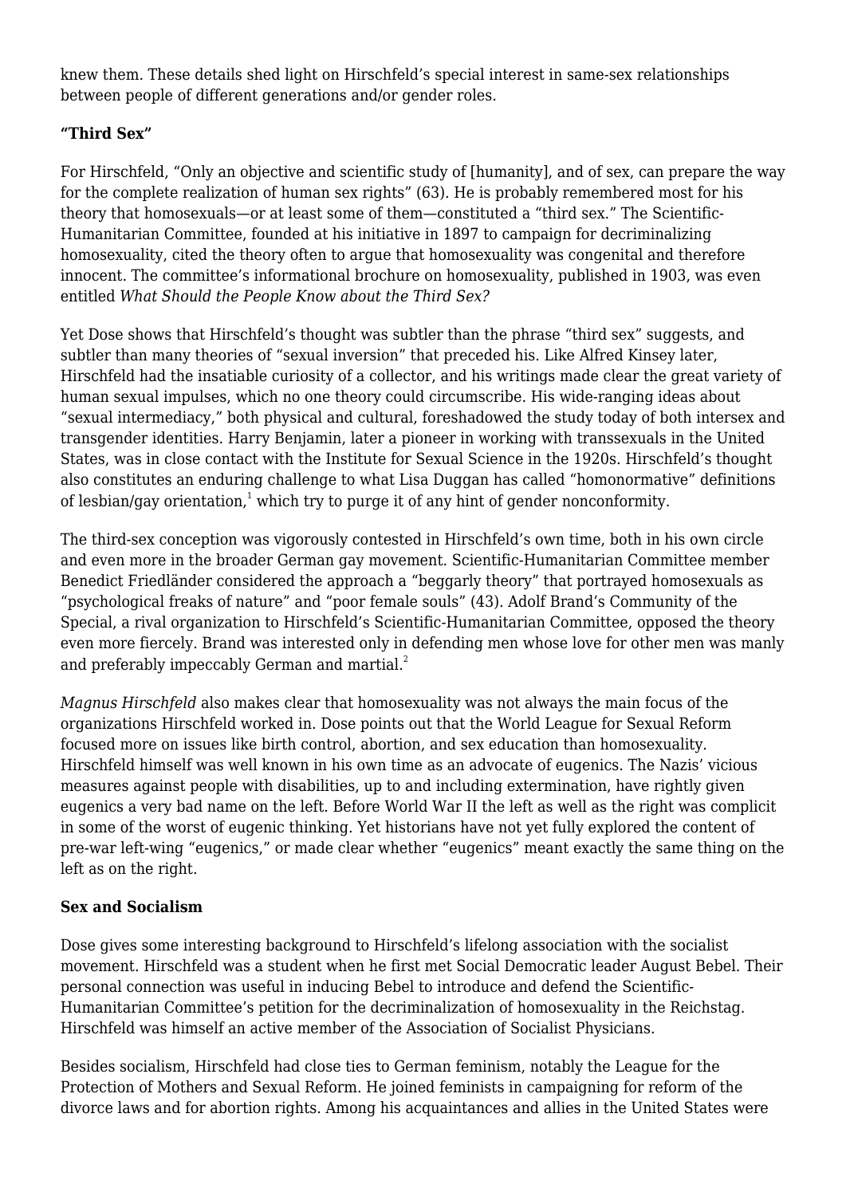knew them. These details shed light on Hirschfeld's special interest in same-sex relationships between people of different generations and/or gender roles.

**"Third Sex"**

For Hirschfeld, "Only an objective and scientific study of [humanity], and of sex, can prepare the way for the complete realization of human sex rights" (63). He is probably remembered most for his theory that homosexuals—or at least some of them—constituted a "third sex." The Scientific-Humanitarian Committee, founded at his initiative in 1897 to campaign for decriminalizing homosexuality, cited the theory often to argue that homosexuality was congenital and therefore innocent. The committee's informational brochure on homosexuality, published in 1903, was even entitled *What Should the People Know about the Third Sex?*

Yet Dose shows that Hirschfeld's thought was subtler than the phrase "third sex" suggests, and subtler than many theories of "sexual inversion" that preceded his. Like Alfred Kinsey later, Hirschfeld had the insatiable curiosity of a collector, and his writings made clear the great variety of human sexual impulses, which no one theory could circumscribe. His wide-ranging ideas about "sexual intermediacy," both physical and cultural, foreshadowed the study today of both intersex and transgender identities. Harry Benjamin, later a pioneer in working with transsexuals in the United States, was in close contact with the Institute for Sexual Science in the 1920s. Hirschfeld's thought also constitutes an enduring challenge to what Lisa Duggan has called "homonormative" definitions of lesbian/gay orientation,[1] which try to purge it of any hint of gender nonconformity.

The third-sex conception was vigorously contested in Hirschfeld's own time, both in his own circle and even more in the broader German gay movement. Scientific-Humanitarian Committee member Benedict Friedländer considered the approach a "beggarly theory" that portrayed homosexuals as "psychological freaks of nature" and "poor female souls" (43). Adolf Brand's Community of the Special, a rival organization to Hirschfeld's Scientific-Humanitarian Committee, opposed the theory even more fiercely. Brand was interested only in defending men whose love for other men was manly and preferably impeccably German and martial.[2]

*Magnus Hirschfeld* also makes clear that homosexuality was not always the main focus of the organizations Hirschfeld worked in. Dose points out that the World League for Sexual Reform focused more on issues like birth control, abortion, and sex education than homosexuality. Hirschfeld himself was well known in his own time as an advocate of eugenics. The Nazis' vicious measures against people with disabilities, up to and including extermination, have rightly given eugenics a very bad name on the left. Before World War II the left as well as the right was complicit in some of the worst of eugenic thinking. Yet historians have not yet fully explored the content of pre-war left-wing "eugenics," or made clear whether "eugenics" meant exactly the same thing on the left as on the right.

**Sex and Socialism**

Dose gives some interesting background to Hirschfeld's lifelong association with the socialist movement. Hirschfeld was a student when he first met Social Democratic leader August Bebel. Their personal connection was useful in inducing Bebel to introduce and defend the Scientific-Humanitarian Committee's petition for the decriminalization of homosexuality in the Reichstag. Hirschfeld was himself an active member of the Association of Socialist Physicians.

Besides socialism, Hirschfeld had close ties to German feminism, notably the League for the Protection of Mothers and Sexual Reform. He joined feminists in campaigning for reform of the divorce laws and for abortion rights. Among his acquaintances and allies in the United States were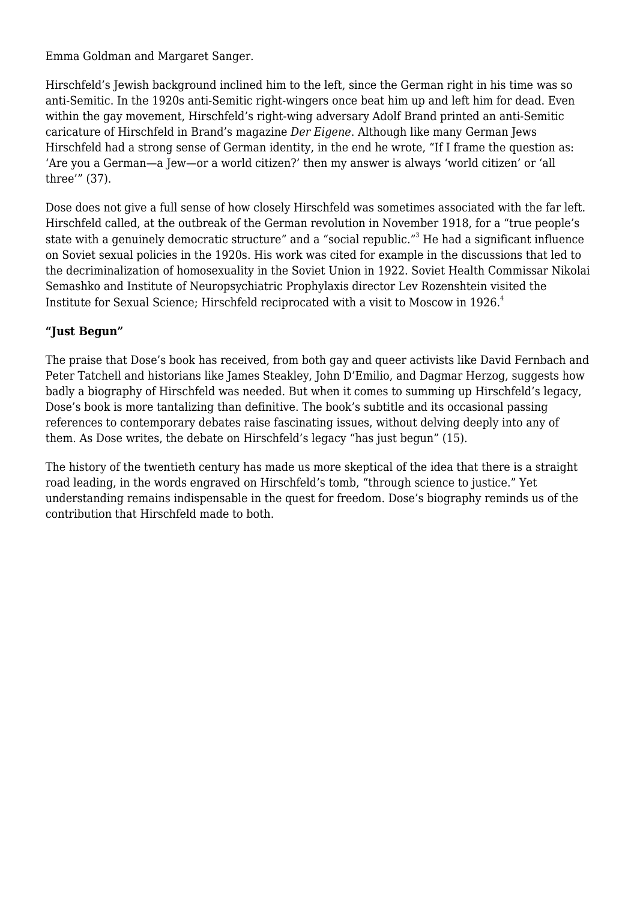Emma Goldman and Margaret Sanger.

Hirschfeld's Jewish background inclined him to the left, since the German right in his time was so anti-Semitic. In the 1920s anti-Semitic right-wingers once beat him up and left him for dead. Even within the gay movement, Hirschfeld's right-wing adversary Adolf Brand printed an anti-Semitic caricature of Hirschfeld in Brand's magazine *Der Eigene*. Although like many German Jews Hirschfeld had a strong sense of German identity, in the end he wrote, "If I frame the question as: 'Are you a German—a Jew—or a world citizen?' then my answer is always 'world citizen' or 'all three'" (37).

Dose does not give a full sense of how closely Hirschfeld was sometimes associated with the far left. Hirschfeld called, at the outbreak of the German revolution in November 1918, for a "true people's state with a genuinely democratic structure" and a "social republic."[3] He had a significant influence on Soviet sexual policies in the 1920s. His work was cited for example in the discussions that led to the decriminalization of homosexuality in the Soviet Union in 1922. Soviet Health Commissar Nikolai Semashko and Institute of Neuropsychiatric Prophylaxis director Lev Rozenshtein visited the Institute for Sexual Science; Hirschfeld reciprocated with a visit to Moscow in 1926.[4]

**"Just Begun"**

The praise that Dose's book has received, from both gay and queer activists like David Fernbach and Peter Tatchell and historians like James Steakley, John D'Emilio, and Dagmar Herzog, suggests how badly a biography of Hirschfeld was needed. But when it comes to summing up Hirschfeld's legacy, Dose's book is more tantalizing than definitive. The book's subtitle and its occasional passing references to contemporary debates raise fascinating issues, without delving deeply into any of them. As Dose writes, the debate on Hirschfeld's legacy "has just begun" (15).

The history of the twentieth century has made us more skeptical of the idea that there is a straight road leading, in the words engraved on Hirschfeld's tomb, "through science to justice." Yet understanding remains indispensable in the quest for freedom. Dose's biography reminds us of the contribution that Hirschfeld made to both.